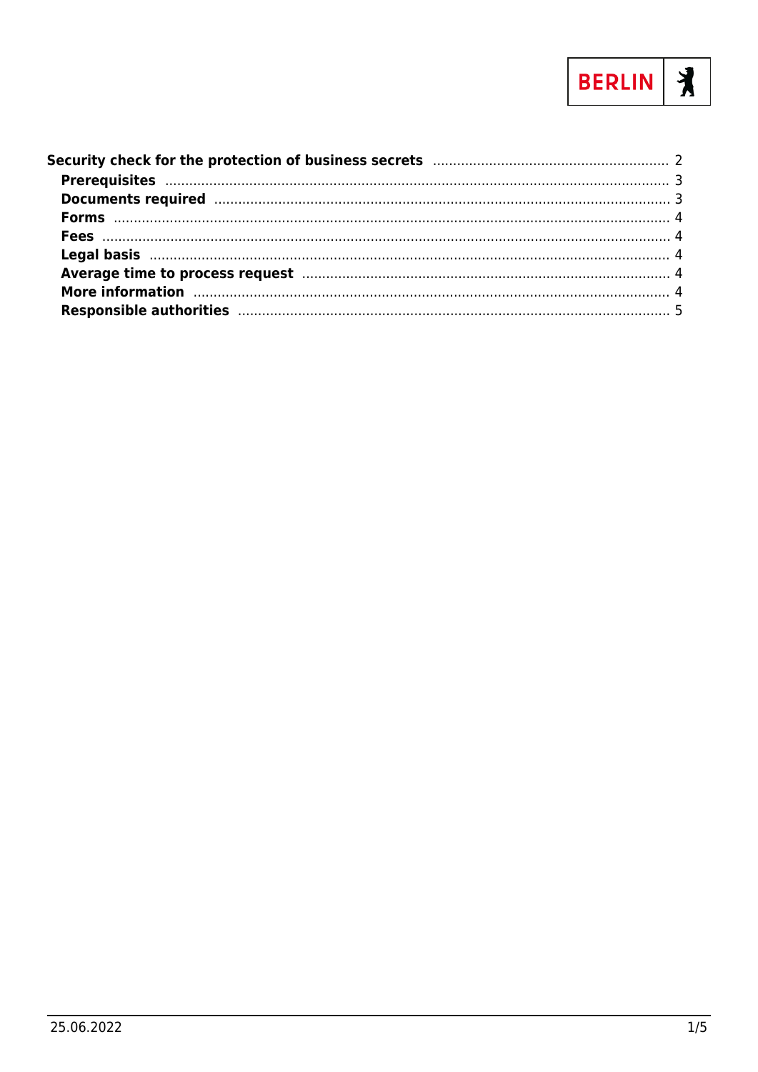- **Security check for the protection of business secrets** ... 2
  - **Prerequisites** ... 3
  - **Documents required** ... 3
  - **Forms** ... 4
  - **Fees** ... 4
  - **Legal basis** ... 4
  - **Average time to process request** ... 4
  - **More information** ... 4
  - **Responsible authorities** ... 5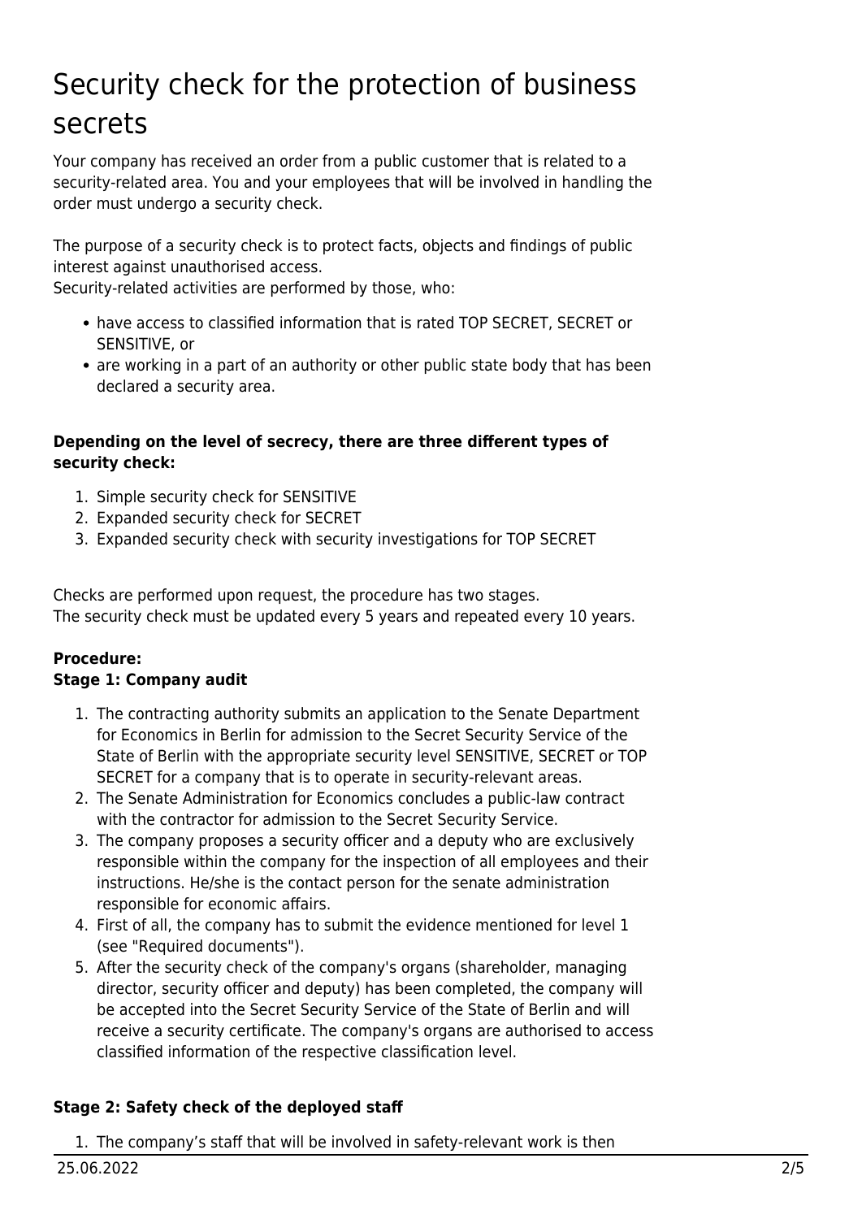# Security check for the protection of business secrets

Your company has received an order from a public customer that is related to a security-related area. You and your employees that will be involved in handling the order must undergo a security check.

The purpose of a security check is to protect facts, objects and findings of public interest against unauthorised access.
Security-related activities are performed by those, who:

- have access to classified information that is rated TOP SECRET, SECRET or SENSITIVE, or
- are working in a part of an authority or other public state body that has been declared a security area.

**Depending on the level of secrecy, there are three different types of security check:**

1. Simple security check for SENSITIVE
2. Expanded security check for SECRET
3. Expanded security check with security investigations for TOP SECRET

Checks are performed upon request, the procedure has two stages.
The security check must be updated every 5 years and repeated every 10 years.

**Procedure:**
**Stage 1: Company audit**

1. The contracting authority submits an application to the Senate Department for Economics in Berlin for admission to the Secret Security Service of the State of Berlin with the appropriate security level SENSITIVE, SECRET or TOP SECRET for a company that is to operate in security-relevant areas.
2. The Senate Administration for Economics concludes a public-law contract with the contractor for admission to the Secret Security Service.
3. The company proposes a security officer and a deputy who are exclusively responsible within the company for the inspection of all employees and their instructions. He/she is the contact person for the senate administration responsible for economic affairs.
4. First of all, the company has to submit the evidence mentioned for level 1 (see "Required documents").
5. After the security check of the company's organs (shareholder, managing director, security officer and deputy) has been completed, the company will be accepted into the Secret Security Service of the State of Berlin and will receive a security certificate. The company's organs are authorised to access classified information of the respective classification level.

**Stage 2: Safety check of the deployed staff**

1. The company’s staff that will be involved in safety-relevant work is then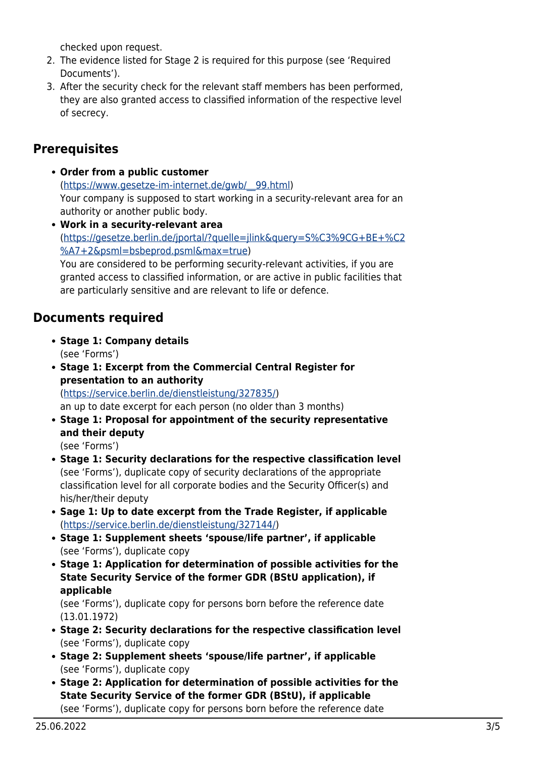checked upon request.

2. The evidence listed for Stage 2 is required for this purpose (see 'Required Documents').
3. After the security check for the relevant staff members has been performed, they are also granted access to classified information of the respective level of secrecy.

## Prerequisites

- **Order from a public customer**
  (https://www.gesetze-im-internet.de/gwb/__99.html)
  Your company is supposed to start working in a security-relevant area for an authority or another public body.
- **Work in a security-relevant area**
  (https://gesetze.berlin.de/jportal/?quelle=jlink&query=S%C3%9CG+BE+%C2%A7+2&psml=bsbeprod.psml&max=true)
  You are considered to be performing security-relevant activities, if you are granted access to classified information, or are active in public facilities that are particularly sensitive and are relevant to life or defence.

## Documents required

- **Stage 1: Company details**
  (see 'Forms')
- **Stage 1: Excerpt from the Commercial Central Register for presentation to an authority**
  (https://service.berlin.de/dienstleistung/327835/)
  an up to date excerpt for each person (no older than 3 months)
- **Stage 1: Proposal for appointment of the security representative and their deputy**
  (see 'Forms')
- **Stage 1: Security declarations for the respective classification level**
  (see 'Forms'), duplicate copy of security declarations of the appropriate classification level for all corporate bodies and the Security Officer(s) and his/her/their deputy
- **Sage 1: Up to date excerpt from the Trade Register, if applicable**
  (https://service.berlin.de/dienstleistung/327144/)
- **Stage 1: Supplement sheets 'spouse/life partner', if applicable**
  (see 'Forms'), duplicate copy
- **Stage 1: Application for determination of possible activities for the State Security Service of the former GDR (BStU application), if applicable**
  (see 'Forms'), duplicate copy for persons born before the reference date (13.01.1972)
- **Stage 2: Security declarations for the respective classification level**
  (see 'Forms'), duplicate copy
- **Stage 2: Supplement sheets 'spouse/life partner', if applicable**
  (see 'Forms'), duplicate copy
- **Stage 2: Application for determination of possible activities for the State Security Service of the former GDR (BStU), if applicable**
  (see 'Forms'), duplicate copy for persons born before the reference date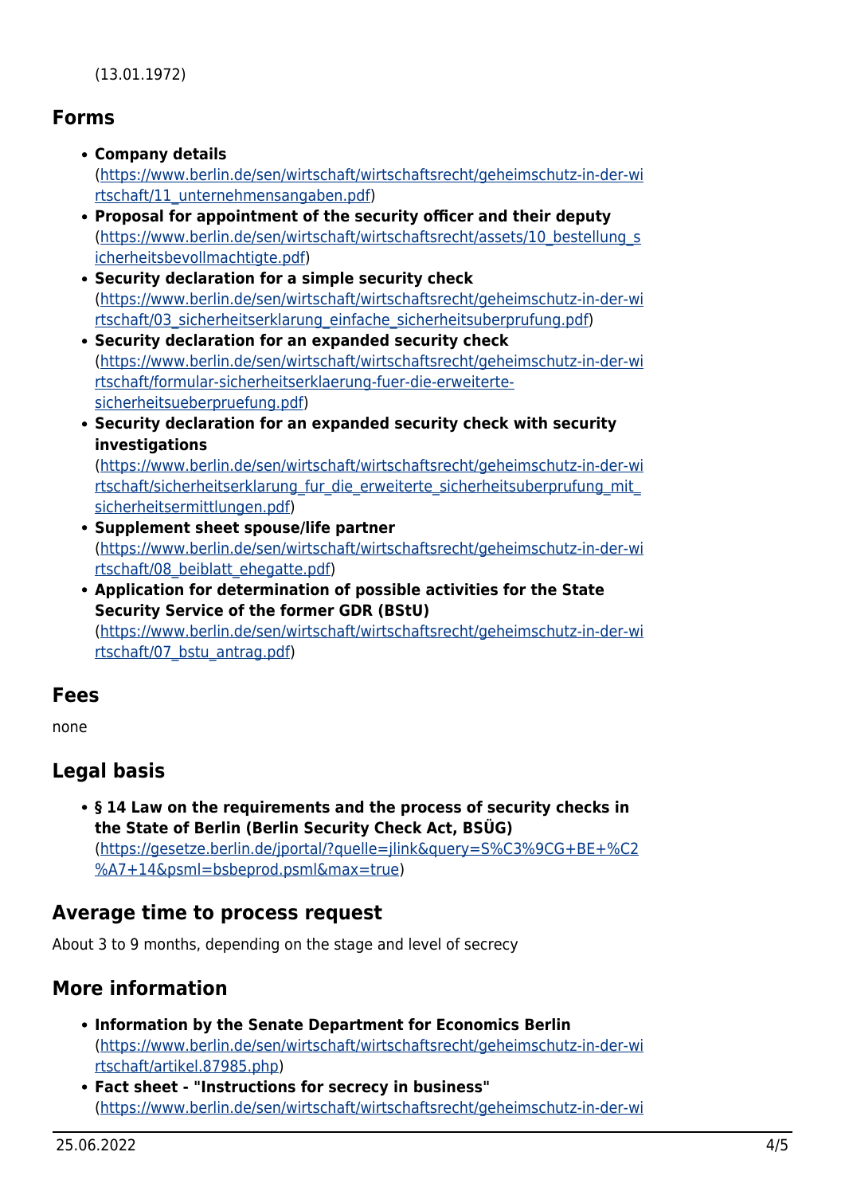(13.01.1972)

## Forms

- **Company details** (https://www.berlin.de/sen/wirtschaft/wirtschaftsrecht/geheimschutz-in-der-wirtschaft/11_unternehmensangaben.pdf)
- **Proposal for appointment of the security officer and their deputy** (https://www.berlin.de/sen/wirtschaft/wirtschaftsrecht/assets/10_bestellung_sicherheitsbevollmachtigte.pdf)
- **Security declaration for a simple security check** (https://www.berlin.de/sen/wirtschaft/wirtschaftsrecht/geheimschutz-in-der-wirtschaft/03_sicherheitserklarung_einfache_sicherheitsuberprufung.pdf)
- **Security declaration for an expanded security check** (https://www.berlin.de/sen/wirtschaft/wirtschaftsrecht/geheimschutz-in-der-wirtschaft/formular-sicherheitserklaerung-fuer-die-erweiterte-sicherheitsueberpruefung.pdf)
- **Security declaration for an expanded security check with security investigations** (https://www.berlin.de/sen/wirtschaft/wirtschaftsrecht/geheimschutz-in-der-wirtschaft/sicherheitserklarung_fur_die_erweiterte_sicherheitsuberprufung_mit_sicherheitsermittlungen.pdf)
- **Supplement sheet spouse/life partner** (https://www.berlin.de/sen/wirtschaft/wirtschaftsrecht/geheimschutz-in-der-wirtschaft/08_beiblatt_ehegatte.pdf)
- **Application for determination of possible activities for the State Security Service of the former GDR (BStU)** (https://www.berlin.de/sen/wirtschaft/wirtschaftsrecht/geheimschutz-in-der-wirtschaft/07_bstu_antrag.pdf)

## Fees

none

## Legal basis

- **§ 14 Law on the requirements and the process of security checks in the State of Berlin (Berlin Security Check Act, BSÜG)** (https://gesetze.berlin.de/jportal/?quelle=jlink&query=S%C3%9CG+BE+%C2%A7+14&psml=bsbeprod.psml&max=true)

## Average time to process request

About 3 to 9 months, depending on the stage and level of secrecy

## More information

- **Information by the Senate Department for Economics Berlin** (https://www.berlin.de/sen/wirtschaft/wirtschaftsrecht/geheimschutz-in-der-wirtschaft/artikel.87985.php)
- **Fact sheet - "Instructions for secrecy in business"** (https://www.berlin.de/sen/wirtschaft/wirtschaftsrecht/geheimschutz-in-der-wi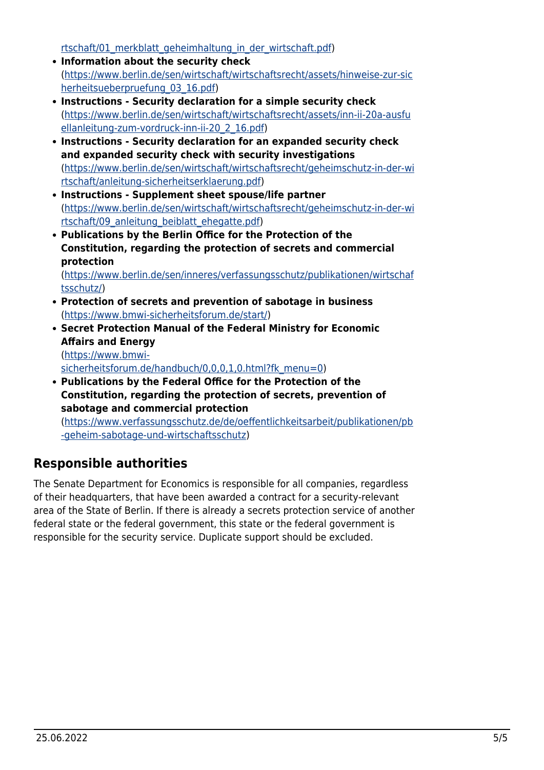rtschaft/01_merkblatt_geheimhaltung_in_der_wirtschaft.pdf)

- **Information about the security check** (https://www.berlin.de/sen/wirtschaft/wirtschaftsrecht/assets/hinweise-zur-sicherheitsueberpruefung_03_16.pdf)
- **Instructions - Security declaration for a simple security check** (https://www.berlin.de/sen/wirtschaft/wirtschaftsrecht/assets/inn-ii-20a-ausfuellanleitung-zum-vordruck-inn-ii-20_2_16.pdf)
- **Instructions - Security declaration for an expanded security check and expanded security check with security investigations** (https://www.berlin.de/sen/wirtschaft/wirtschaftsrecht/geheimschutz-in-der-wirtschaft/anleitung-sicherheitserklaerung.pdf)
- **Instructions - Supplement sheet spouse/life partner** (https://www.berlin.de/sen/wirtschaft/wirtschaftsrecht/geheimschutz-in-der-wirtschaft/09_anleitung_beiblatt_ehegatte.pdf)
- **Publications by the Berlin Office for the Protection of the Constitution, regarding the protection of secrets and commercial protection** (https://www.berlin.de/sen/inneres/verfassungsschutz/publikationen/wirtschaftsschutz/)
- **Protection of secrets and prevention of sabotage in business** (https://www.bmwi-sicherheitsforum.de/start/)
- **Secret Protection Manual of the Federal Ministry for Economic Affairs and Energy** (https://www.bmwi-sicherheitsforum.de/handbuch/0,0,0,1,0.html?fk_menu=0)
- **Publications by the Federal Office for the Protection of the Constitution, regarding the protection of secrets, prevention of sabotage and commercial protection** (https://www.verfassungsschutz.de/de/oeffentlichkeitsarbeit/publikationen/pb-geheim-sabotage-und-wirtschaftsschutz)

## Responsible authorities

The Senate Department for Economics is responsible for all companies, regardless of their headquarters, that have been awarded a contract for a security-relevant area of the State of Berlin. If there is already a secrets protection service of another federal state or the federal government, this state or the federal government is responsible for the security service. Duplicate support should be excluded.